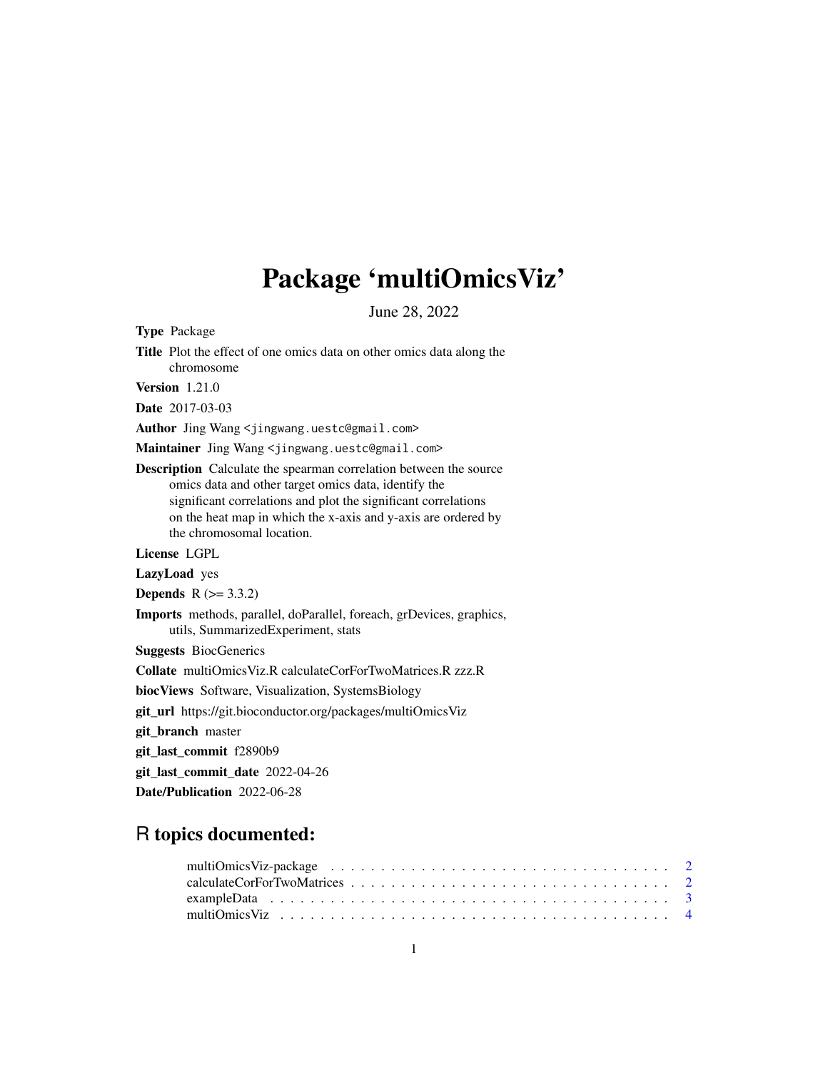# Package 'multiOmicsViz'

June 28, 2022

**Type** Package

**Title** Plot the effect of one omics data on other omics data along the chromosome

**Version** 1.21.0

**Date** 2017-03-03

**Author** Jing Wang <jingwang.uestc@gmail.com>

**Maintainer** Jing Wang <jingwang.uestc@gmail.com>

**Description** Calculate the spearman correlation between the source omics data and other target omics data, identify the significant correlations and plot the significant correlations on the heat map in which the x-axis and y-axis are ordered by the chromosomal location.

**License** LGPL

**LazyLoad** yes

**Depends** R (>= 3.3.2)

**Imports** methods, parallel, doParallel, foreach, grDevices, graphics, utils, SummarizedExperiment, stats

**Suggests** BiocGenerics

**Collate** multiOmicsViz.R calculateCorForTwoMatrices.R zzz.R

**biocViews** Software, Visualization, SystemsBiology

**git_url** https://git.bioconductor.org/packages/multiOmicsViz

**git_branch** master

**git_last_commit** f2890b9

**git_last_commit_date** 2022-04-26

**Date/Publication** 2022-06-28

## R topics documented:

- multiOmicsViz-package . . . . . . . . . . . . . . . . . . . . . . . . . . . . . . . . . . . 2
- calculateCorForTwoMatrices . . . . . . . . . . . . . . . . . . . . . . . . . . . . . . . . 2
- exampleData . . . . . . . . . . . . . . . . . . . . . . . . . . . . . . . . . . . . . . . . . 3
- multiOmicsViz . . . . . . . . . . . . . . . . . . . . . . . . . . . . . . . . . . . . . . . . 4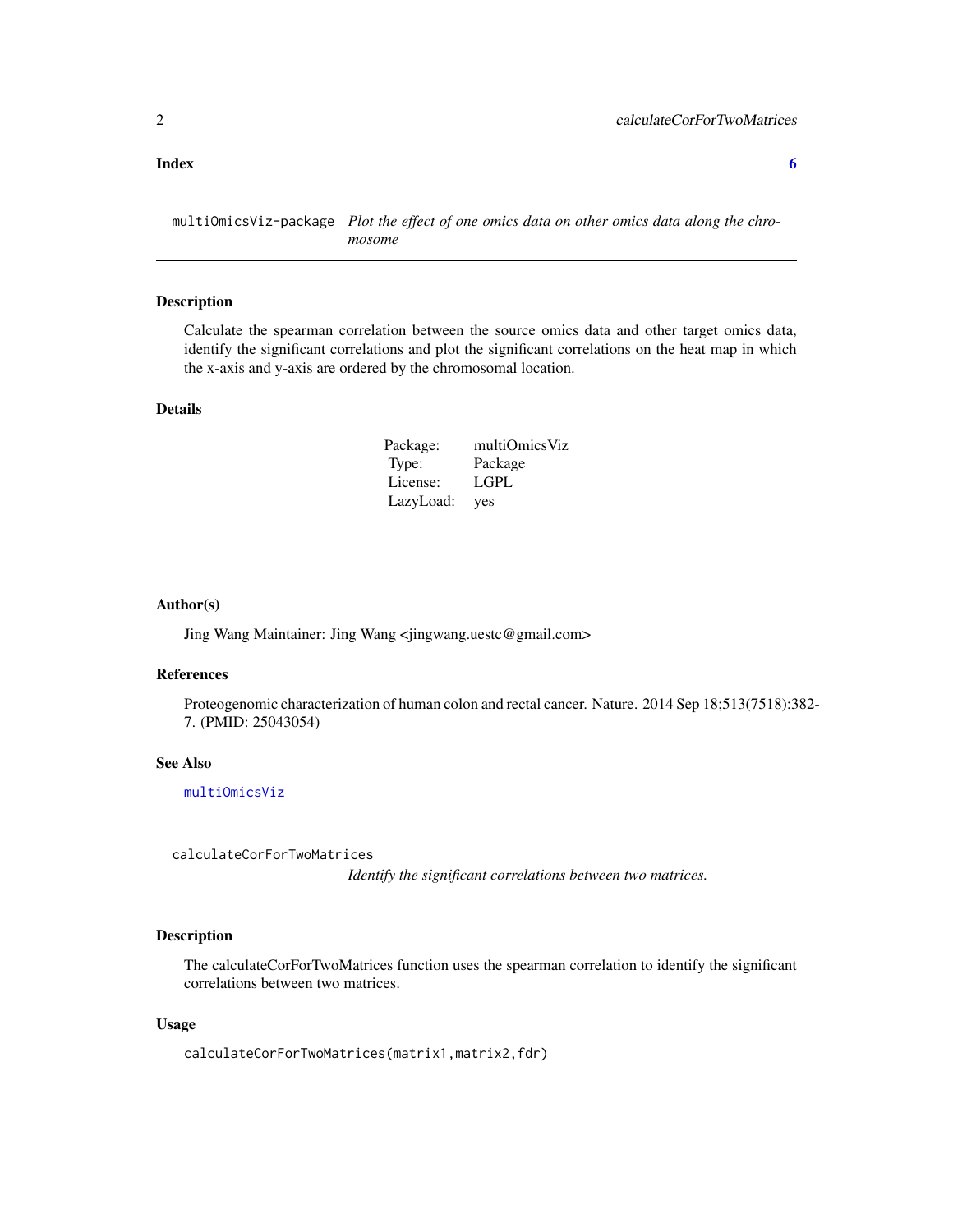**Index** 6

---

multiOmicsViz-package *Plot the effect of one omics data on other omics data along the chromosome*

---

### Description

Calculate the spearman correlation between the source omics data and other target omics data, identify the significant correlations and plot the significant correlations on the heat map in which the x-axis and y-axis are ordered by the chromosomal location.

### Details

| | |
|---|---|
| Package: | multiOmicsViz |
| Type: | Package |
| License: | LGPL |
| LazyLoad: | yes |

### Author(s)

Jing Wang Maintainer: Jing Wang <jingwang.uestc@gmail.com>

### References

Proteogenomic characterization of human colon and rectal cancer. Nature. 2014 Sep 18;513(7518):382-7. (PMID: 25043054)

### See Also

multiOmicsViz

---

calculateCorForTwoMatrices

*Identify the significant correlations between two matrices.*

---

### Description

The calculateCorForTwoMatrices function uses the spearman correlation to identify the significant correlations between two matrices.

### Usage

```
calculateCorForTwoMatrices(matrix1,matrix2,fdr)
```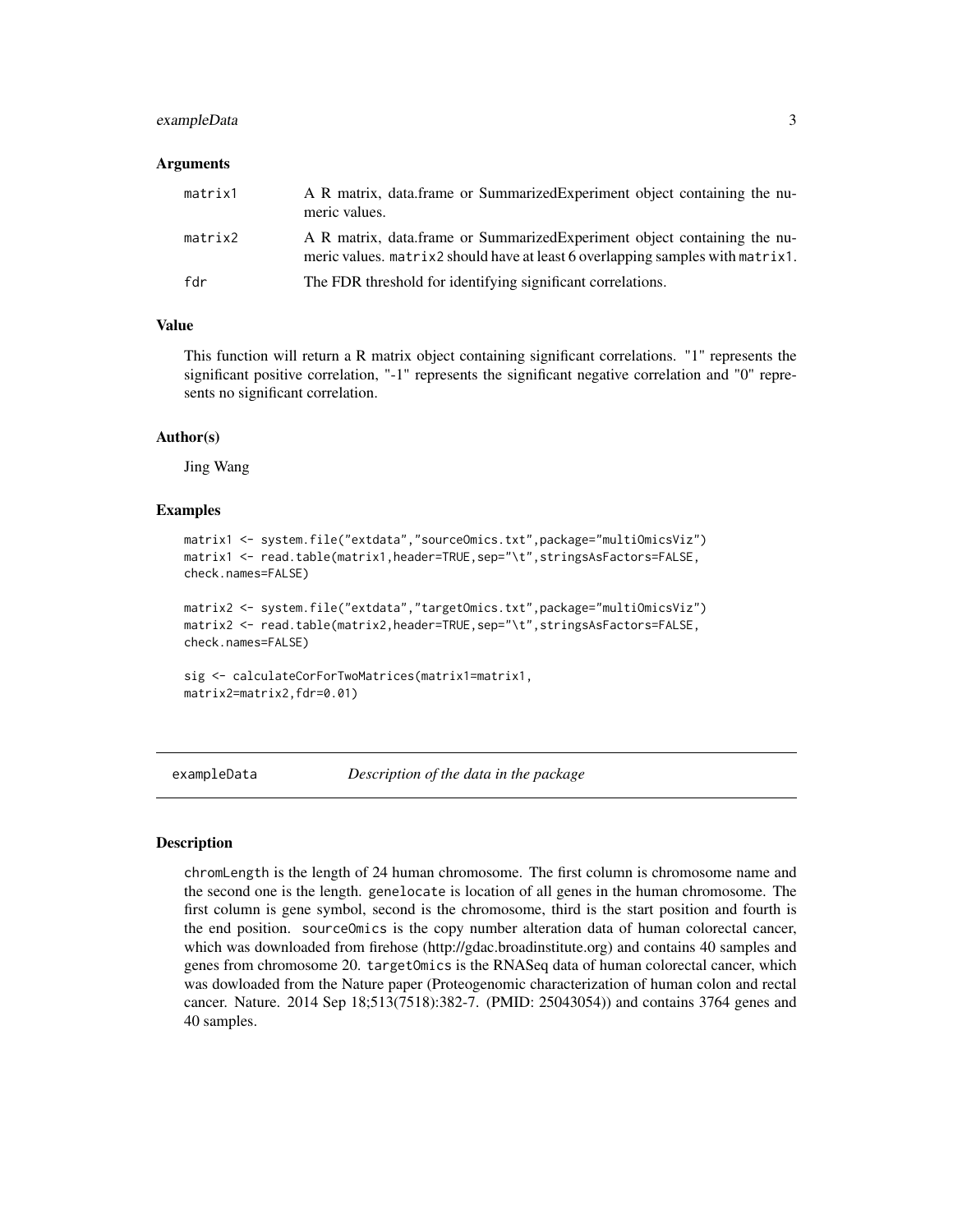### Arguments

| | |
|---|---|
| matrix1 | A R matrix, data.frame or SummarizedExperiment object containing the numeric values. |
| matrix2 | A R matrix, data.frame or SummarizedExperiment object containing the numeric values. `matrix2` should have at least 6 overlapping samples with `matrix1`. |
| fdr | The FDR threshold for identifying significant correlations. |

### Value

This function will return a R matrix object containing significant correlations. "1" represents the significant positive correlation, "-1" represents the significant negative correlation and "0" represents no significant correlation.

### Author(s)

Jing Wang

### Examples

```
matrix1 <- system.file("extdata","sourceOmics.txt",package="multiOmicsViz")
matrix1 <- read.table(matrix1,header=TRUE,sep="\t",stringsAsFactors=FALSE,
check.names=FALSE)

matrix2 <- system.file("extdata","targetOmics.txt",package="multiOmicsViz")
matrix2 <- read.table(matrix2,header=TRUE,sep="\t",stringsAsFactors=FALSE,
check.names=FALSE)

sig <- calculateCorForTwoMatrices(matrix1=matrix1,
matrix2=matrix2,fdr=0.01)
```

## exampleData *Description of the data in the package*

### Description

`chromLength` is the length of 24 human chromosome. The first column is chromosome name and the second one is the length. `genelocate` is location of all genes in the human chromosome. The first column is gene symbol, second is the chromosome, third is the start position and fourth is the end position. `sourceOmics` is the copy number alteration data of human colorectal cancer, which was downloaded from firehose (http://gdac.broadinstitute.org) and contains 40 samples and genes from chromosome 20. `targetOmics` is the RNASeq data of human colorectal cancer, which was dowloaded from the Nature paper (Proteogenomic characterization of human colon and rectal cancer. Nature. 2014 Sep 18;513(7518):382-7. (PMID: 25043054)) and contains 3764 genes and 40 samples.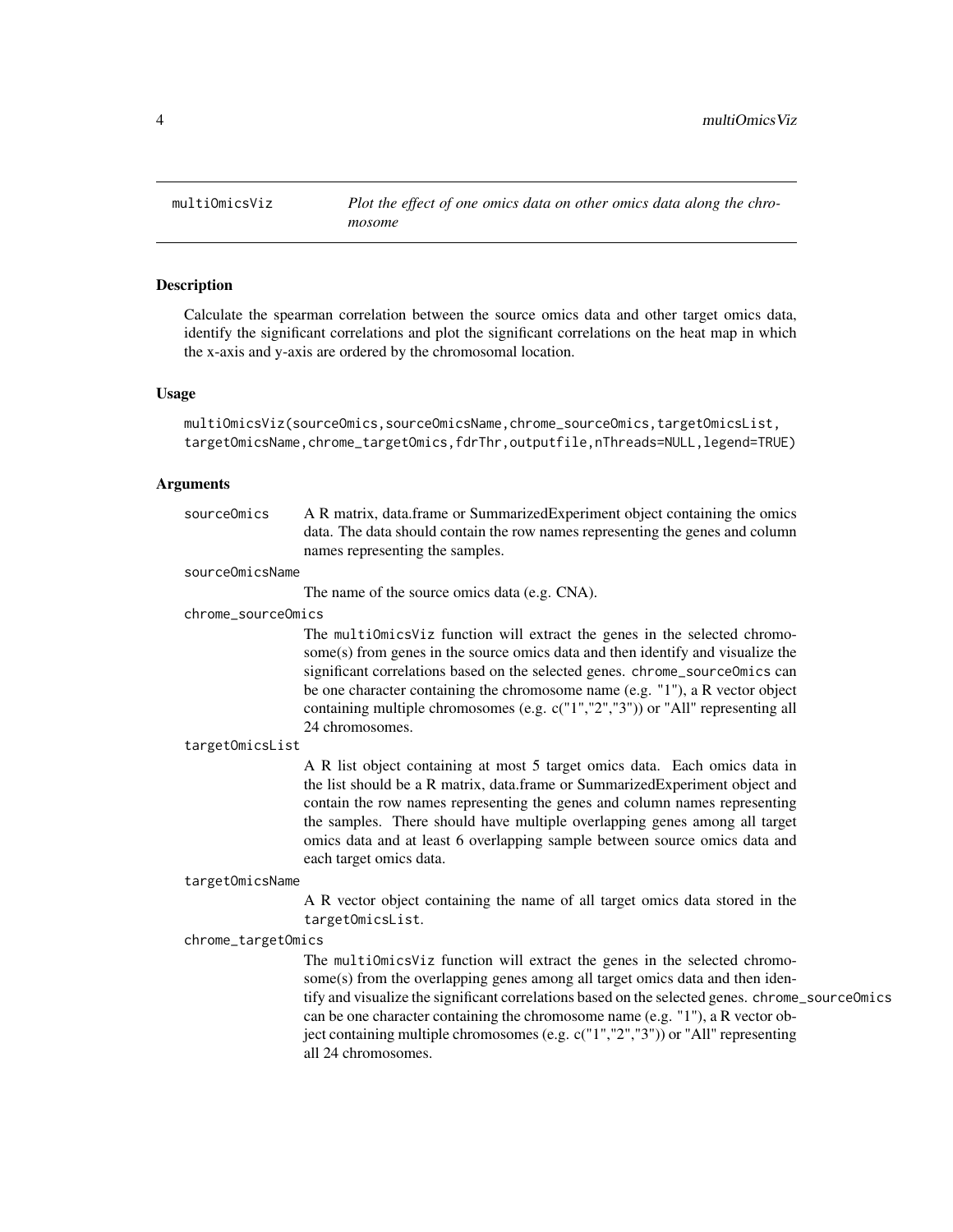# multiOmicsViz

*Plot the effect of one omics data on other omics data along the chromosome*

## Description

Calculate the spearman correlation between the source omics data and other target omics data, identify the significant correlations and plot the significant correlations on the heat map in which the x-axis and y-axis are ordered by the chromosomal location.

## Usage

```
multiOmicsViz(sourceOmics,sourceOmicsName,chrome_sourceOmics,targetOmicsList,
targetOmicsName,chrome_targetOmics,fdrThr,outputfile,nThreads=NULL,legend=TRUE)
```

## Arguments

`sourceOmics`
: A R matrix, data.frame or SummarizedExperiment object containing the omics data. The data should contain the row names representing the genes and column names representing the samples.

`sourceOmicsName`
: The name of the source omics data (e.g. CNA).

`chrome_sourceOmics`
: The `multiOmicsViz` function will extract the genes in the selected chromosome(s) from genes in the source omics data and then identify and visualize the significant correlations based on the selected genes. `chrome_sourceOmics` can be one character containing the chromosome name (e.g. "1"), a R vector object containing multiple chromosomes (e.g. c("1","2","3")) or "All" representing all 24 chromosomes.

`targetOmicsList`
: A R list object containing at most 5 target omics data. Each omics data in the list should be a R matrix, data.frame or SummarizedExperiment object and contain the row names representing the genes and column names representing the samples. There should have multiple overlapping genes among all target omics data and at least 6 overlapping sample between source omics data and each target omics data.

`targetOmicsName`
: A R vector object containing the name of all target omics data stored in the `targetOmicsList`.

`chrome_targetOmics`
: The `multiOmicsViz` function will extract the genes in the selected chromosome(s) from the overlapping genes among all target omics data and then identify and visualize the significant correlations based on the selected genes. `chrome_sourceOmics` can be one character containing the chromosome name (e.g. "1"), a R vector object containing multiple chromosomes (e.g. c("1","2","3")) or "All" representing all 24 chromosomes.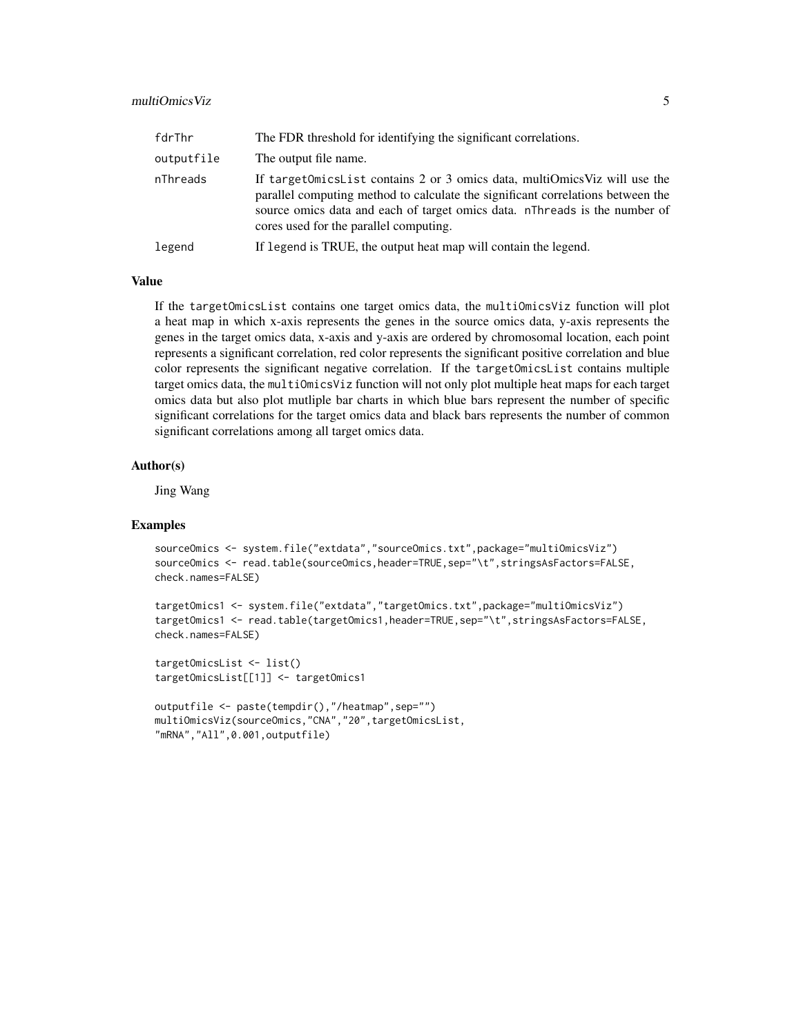| | |
|---|---|
| fdrThr | The FDR threshold for identifying the significant correlations. |
| outputfile | The output file name. |
| nThreads | If targetOmicsList contains 2 or 3 omics data, multiOmicsViz will use the parallel computing method to calculate the significant correlations between the source omics data and each of target omics data. nThreads is the number of cores used for the parallel computing. |
| legend | If legend is TRUE, the output heat map will contain the legend. |

## Value

If the targetOmicsList contains one target omics data, the multiOmicsViz function will plot a heat map in which x-axis represents the genes in the source omics data, y-axis represents the genes in the target omics data, x-axis and y-axis are ordered by chromosomal location, each point represents a significant correlation, red color represents the significant positive correlation and blue color represents the significant negative correlation. If the targetOmicsList contains multiple target omics data, the multiOmicsViz function will not only plot multiple heat maps for each target omics data but also plot mutliple bar charts in which blue bars represent the number of specific significant correlations for the target omics data and black bars represents the number of common significant correlations among all target omics data.

## Author(s)

Jing Wang

## Examples

```
sourceOmics <- system.file("extdata","sourceOmics.txt",package="multiOmicsViz")
sourceOmics <- read.table(sourceOmics,header=TRUE,sep="\t",stringsAsFactors=FALSE,
check.names=FALSE)

targetOmics1 <- system.file("extdata","targetOmics.txt",package="multiOmicsViz")
targetOmics1 <- read.table(targetOmics1,header=TRUE,sep="\t",stringsAsFactors=FALSE,
check.names=FALSE)

targetOmicsList <- list()
targetOmicsList[[1]] <- targetOmics1

outputfile <- paste(tempdir(),"/heatmap",sep="")
multiOmicsViz(sourceOmics,"CNA","20",targetOmicsList,
"mRNA","All",0.001,outputfile)
```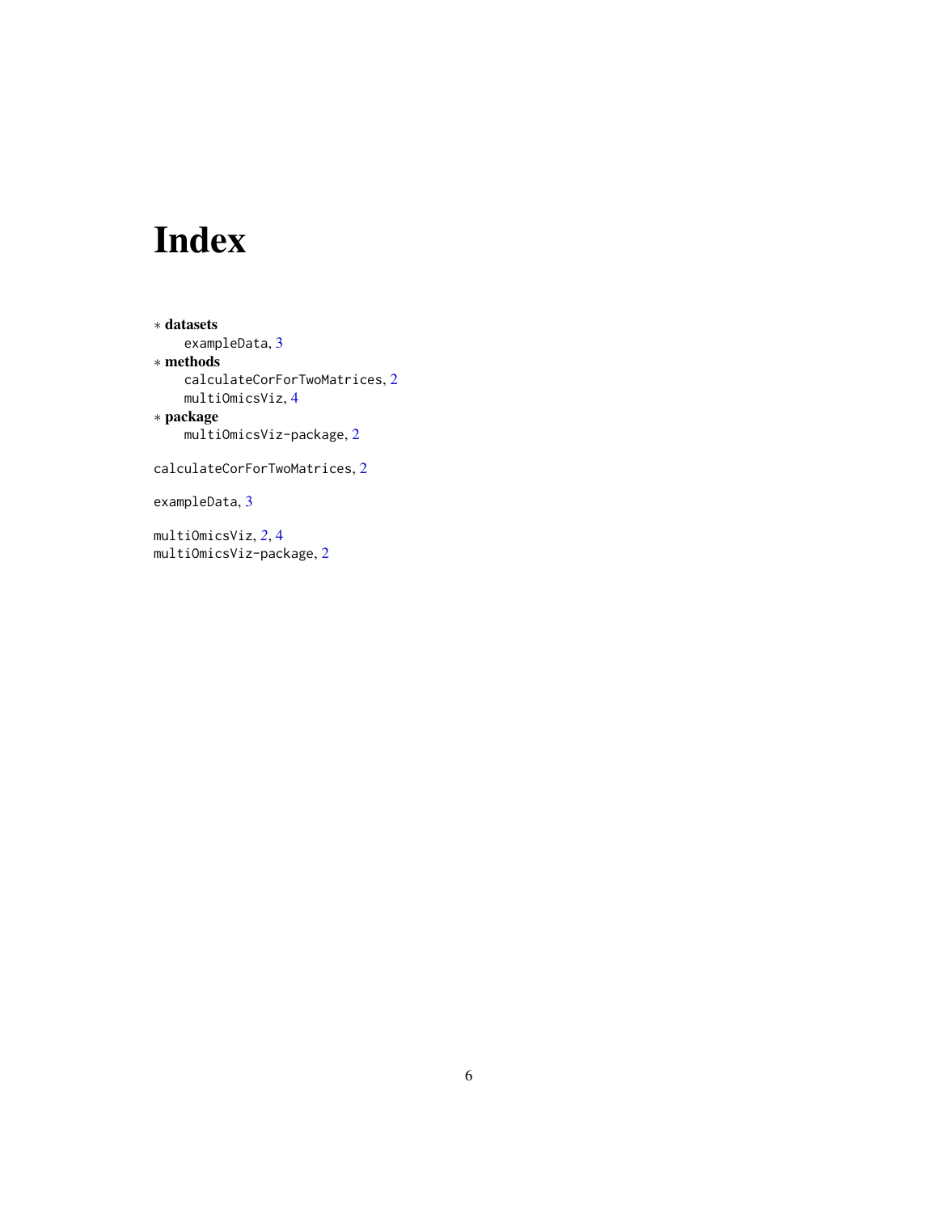# Index

∗ **datasets**
    exampleData, 3
∗ **methods**
    calculateCorForTwoMatrices, 2
    multiOmicsViz, 4
∗ **package**
    multiOmicsViz-package, 2

calculateCorForTwoMatrices, 2

exampleData, 3

multiOmicsViz, *2*, 4
multiOmicsViz-package, 2